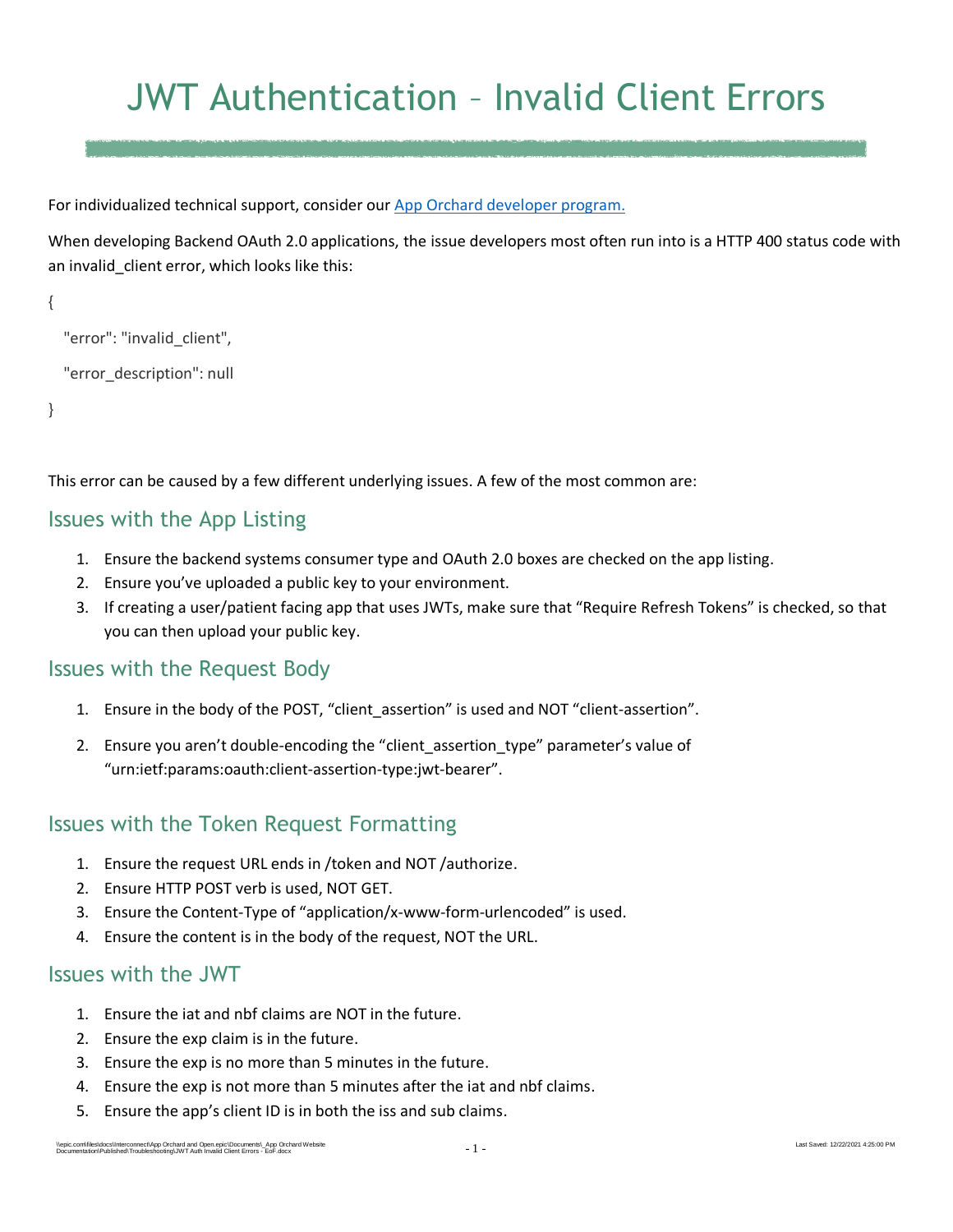# JWT Authentication – Invalid Client Errors

For individualized technical support, consider our [App Orchard developer program.](#)

When developing Backend OAuth 2.0 applications, the issue developers most often run into is a HTTP 400 status code with an invalid_client error, which looks like this:

```
{
  "error": "invalid_client",
  "error_description": null
}
```

This error can be caused by a few different underlying issues. A few of the most common are:

## Issues with the App Listing

1. Ensure the backend systems consumer type and OAuth 2.0 boxes are checked on the app listing.
2. Ensure you've uploaded a public key to your environment.
3. If creating a user/patient facing app that uses JWTs, make sure that "Require Refresh Tokens" is checked, so that you can then upload your public key.

## Issues with the Request Body

1. Ensure in the body of the POST, "client_assertion" is used and NOT "client-assertion".
2. Ensure you aren't double-encoding the "client_assertion_type" parameter's value of "urn:ietf:params:oauth:client-assertion-type:jwt-bearer".

## Issues with the Token Request Formatting

1. Ensure the request URL ends in /token and NOT /authorize.
2. Ensure HTTP POST verb is used, NOT GET.
3. Ensure the Content-Type of "application/x-www-form-urlencoded" is used.
4. Ensure the content is in the body of the request, NOT the URL.

## Issues with the JWT

1. Ensure the iat and nbf claims are NOT in the future.
2. Ensure the exp claim is in the future.
3. Ensure the exp is no more than 5 minutes in the future.
4. Ensure the exp is not more than 5 minutes after the iat and nbf claims.
5. Ensure the app's client ID is in both the iss and sub claims.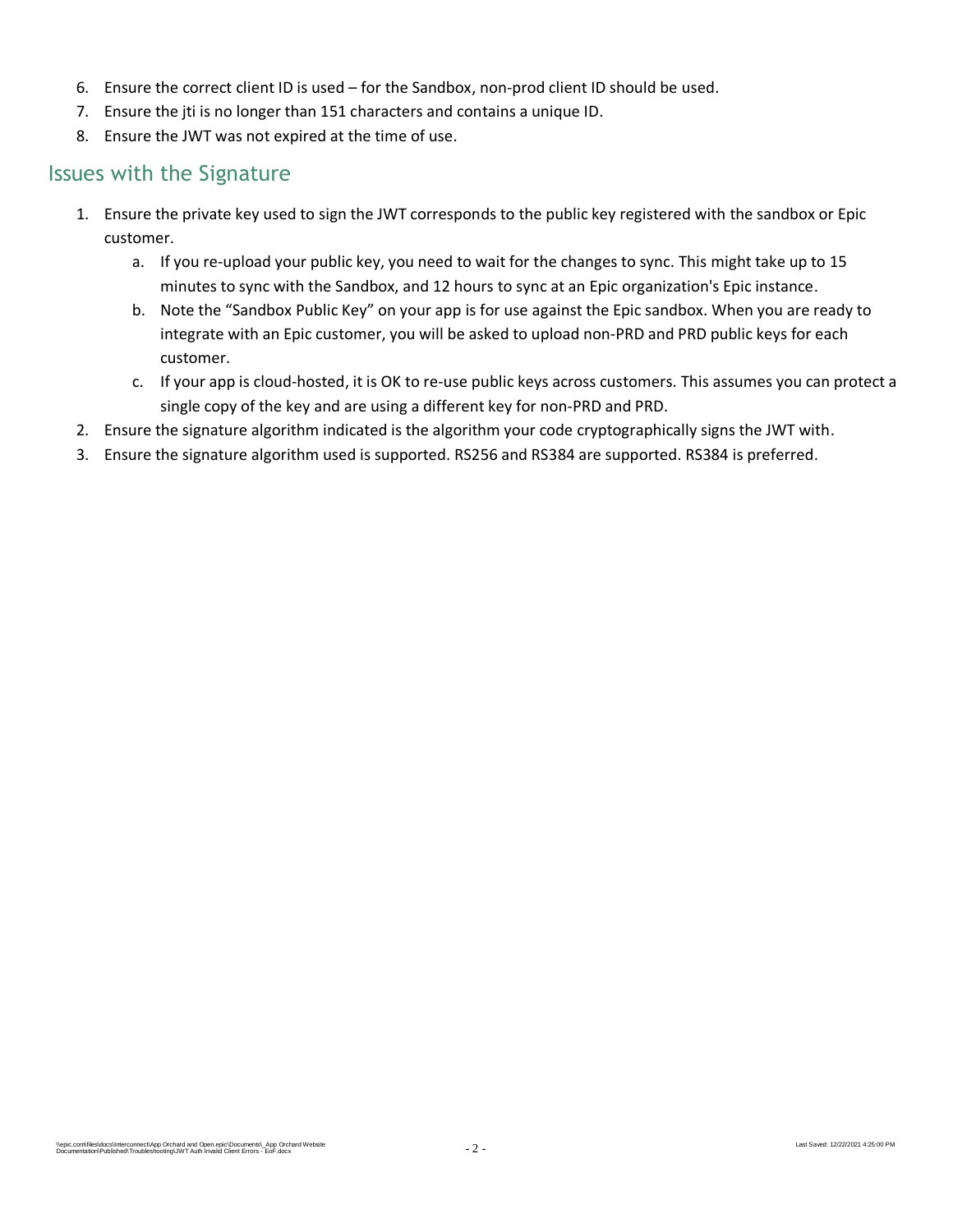6. Ensure the correct client ID is used – for the Sandbox, non-prod client ID should be used.
7. Ensure the jti is no longer than 151 characters and contains a unique ID.
8. Ensure the JWT was not expired at the time of use.

## Issues with the Signature

1. Ensure the private key used to sign the JWT corresponds to the public key registered with the sandbox or Epic customer.
   a. If you re-upload your public key, you need to wait for the changes to sync. This might take up to 15 minutes to sync with the Sandbox, and 12 hours to sync at an Epic organization's Epic instance.
   b. Note the “Sandbox Public Key” on your app is for use against the Epic sandbox. When you are ready to integrate with an Epic customer, you will be asked to upload non-PRD and PRD public keys for each customer.
   c. If your app is cloud-hosted, it is OK to re-use public keys across customers. This assumes you can protect a single copy of the key and are using a different key for non-PRD and PRD.
2. Ensure the signature algorithm indicated is the algorithm your code cryptographically signs the JWT with.
3. Ensure the signature algorithm used is supported. RS256 and RS384 are supported. RS384 is preferred.